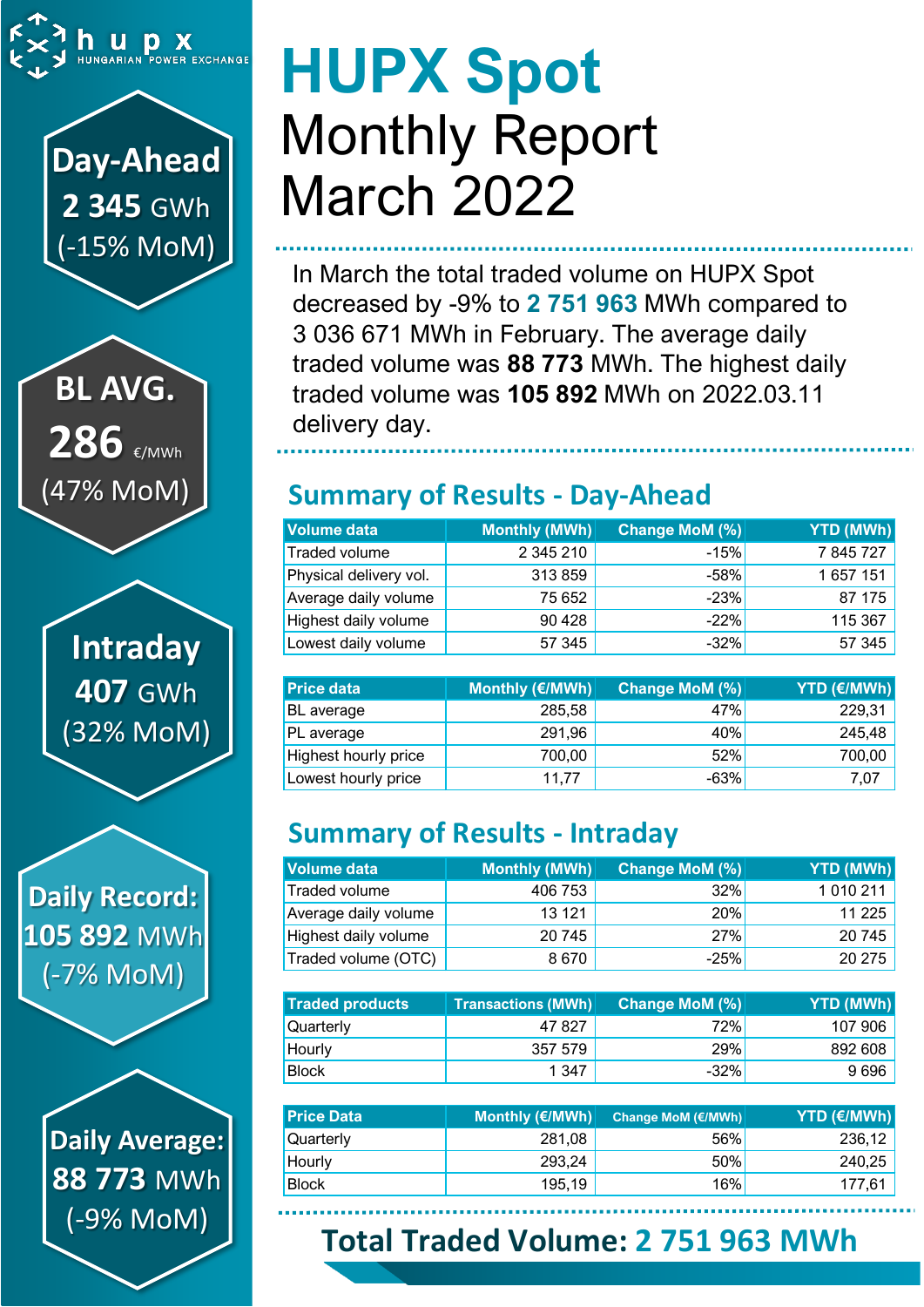hupx HUNGARIAN POWER EXCHANGE

**Day-Ahead**
**2 345** GWh
(-15% MoM)

**BL AVG.**
**286** €/MWh
(47% MoM)

**Intraday**
**407** GWh
(32% MoM)

**Daily Record:**
**105 892** MWh
(-7% MoM)

**Daily Average:**
**88 773** MWh
(-9% MoM)

# HUPX Spot

# Monthly Report March 2022

In March the total traded volume on HUPX Spot decreased by -9% to **2 751 963** MWh compared to 3 036 671 MWh in February. The average daily traded volume was **88 773** MWh. The highest daily traded volume was **105 892** MWh on 2022.03.11 delivery day.

## Summary of Results - Day-Ahead

| Volume data | Monthly (MWh) | Change MoM (%) | YTD (MWh) |
|---|---|---|---|
| Traded volume | 2 345 210 | -15% | 7 845 727 |
| Physical delivery vol. | 313 859 | -58% | 1 657 151 |
| Average daily volume | 75 652 | -23% | 87 175 |
| Highest daily volume | 90 428 | -22% | 115 367 |
| Lowest daily volume | 57 345 | -32% | 57 345 |

| Price data | Monthly (€/MWh) | Change MoM (%) | YTD (€/MWh) |
|---|---|---|---|
| BL average | 285,58 | 47% | 229,31 |
| PL average | 291,96 | 40% | 245,48 |
| Highest hourly price | 700,00 | 52% | 700,00 |
| Lowest hourly price | 11,77 | -63% | 7,07 |

## Summary of Results - Intraday

| Volume data | Monthly (MWh) | Change MoM (%) | YTD (MWh) |
|---|---|---|---|
| Traded volume | 406 753 | 32% | 1 010 211 |
| Average daily volume | 13 121 | 20% | 11 225 |
| Highest daily volume | 20 745 | 27% | 20 745 |
| Traded volume (OTC) | 8 670 | -25% | 20 275 |

| Traded products | Transactions (MWh) | Change MoM (%) | YTD (MWh) |
|---|---|---|---|
| Quarterly | 47 827 | 72% | 107 906 |
| Hourly | 357 579 | 29% | 892 608 |
| Block | 1 347 | -32% | 9 696 |

| Price Data | Monthly (€/MWh) | Change MoM (€/MWh) | YTD (€/MWh) |
|---|---|---|---|
| Quarterly | 281,08 | 56% | 236,12 |
| Hourly | 293,24 | 50% | 240,25 |
| Block | 195,19 | 16% | 177,61 |

**Total Traded Volume: 2 751 963 MWh**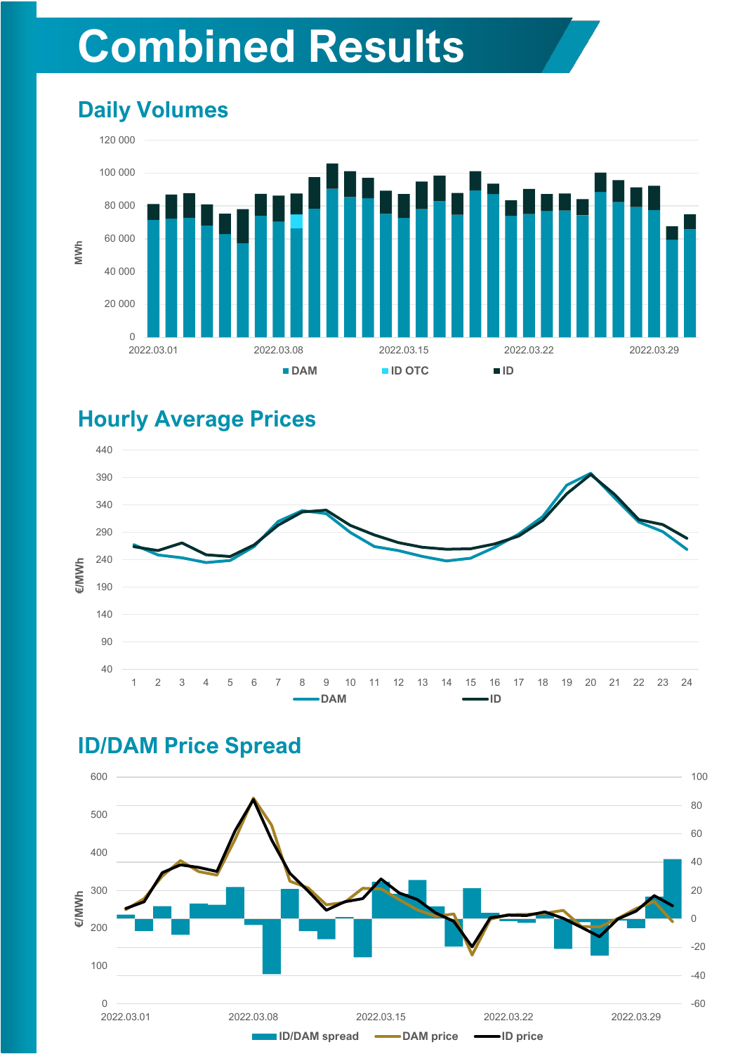# Combined Results

## Daily Volumes

## Hourly Average Prices

## ID/DAM Price Spread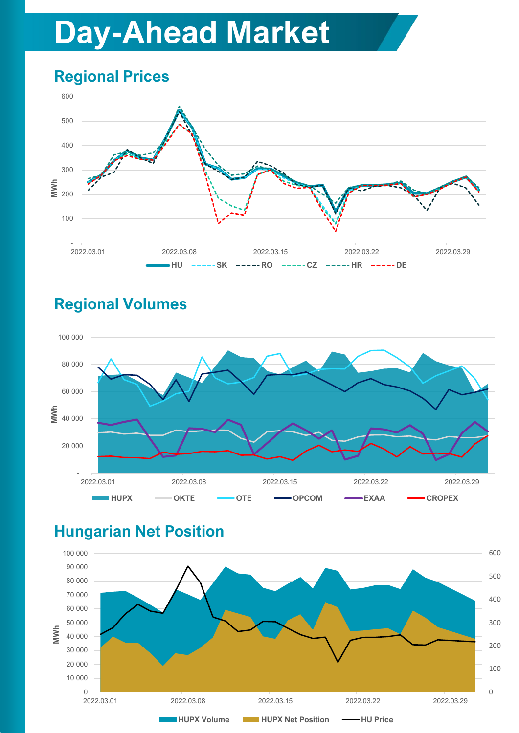# Day-Ahead Market

## Regional Prices

## Regional Volumes

## Hungarian Net Position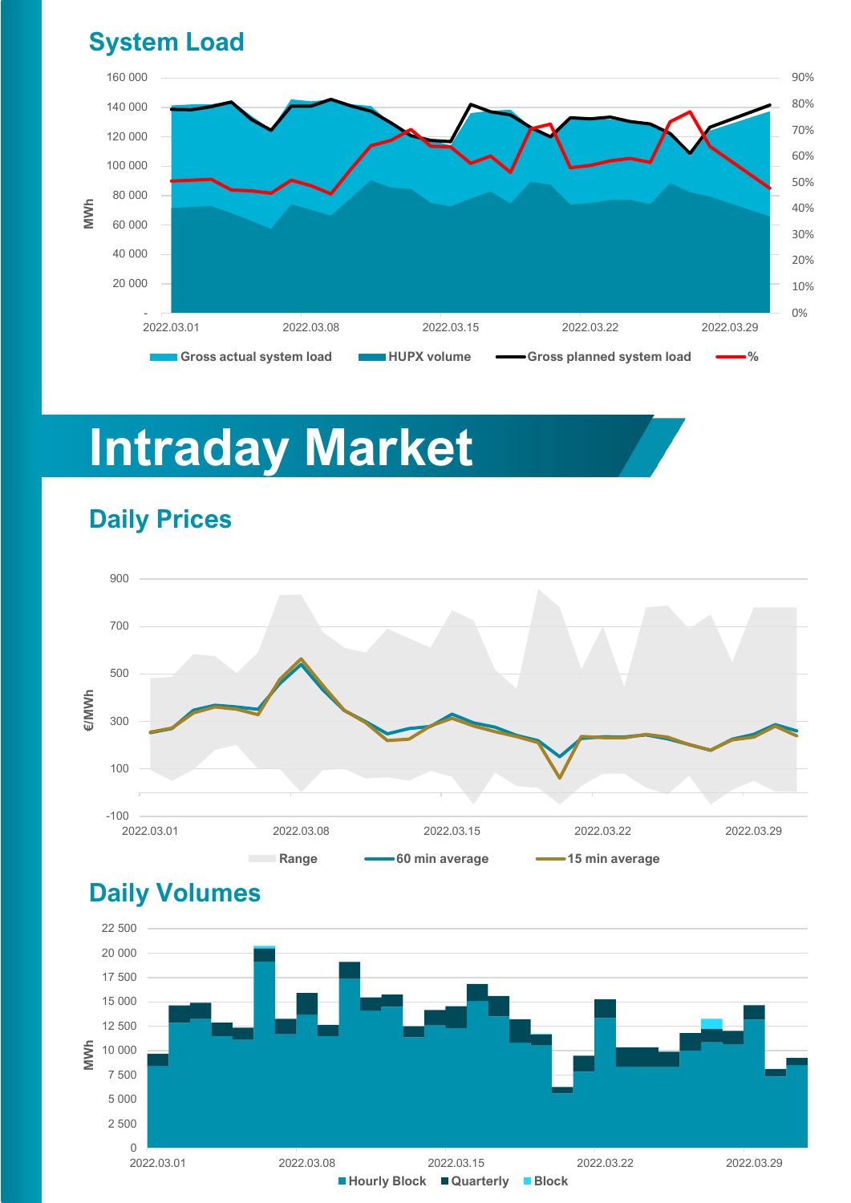## System Load

MWh: 160 000, 140 000, 120 000, 100 000, 80 000, 60 000, 40 000, 20 000, -

0%, 10%, 20%, 30%, 40%, 50%, 60%, 70%, 80%, 90%

2022.03.01 2022.03.08 2022.03.15 2022.03.22 2022.03.29

Gross actual system load | HUPX volume | Gross planned system load | %

# Intraday Market

## Daily Prices

€/MWh: 900, 700, 500, 300, 100, -100

2022.03.01 2022.03.08 2022.03.15 2022.03.22 2022.03.29

Range | 60 min average | 15 min average

## Daily Volumes

MWh: 22 500, 20 000, 17 500, 15 000, 12 500, 10 000, 7 500, 5 000, 2 500, 0

2022.03.01 2022.03.08 2022.03.15 2022.03.22 2022.03.29

Hourly Block | Quarterly | Block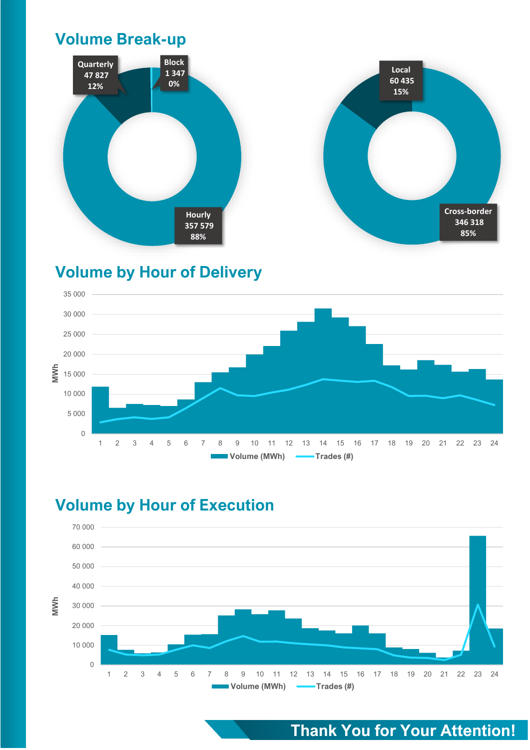## Volume Break-up

Quarterly
47 827
12%

Block
1 347
0%

Hourly
357 579
88%

Local
60 435
15%

Cross-border
346 318
85%

## Volume by Hour of Delivery

35 000
30 000
25 000
20 000
15 000
10 000
5 000
0

MWh

1 2 3 4 5 6 7 8 9 10 11 12 13 14 15 16 17 18 19 20 21 22 23 24

Volume (MWh) Trades (#)

## Volume by Hour of Execution

70 000
60 000
50 000
40 000
30 000
20 000
10 000
0

MWh

1 2 3 4 5 6 7 8 9 10 11 12 13 14 15 16 17 18 19 20 21 22 23 24

Volume (MWh) Trades (#)

**Thank You for Your Attention!**